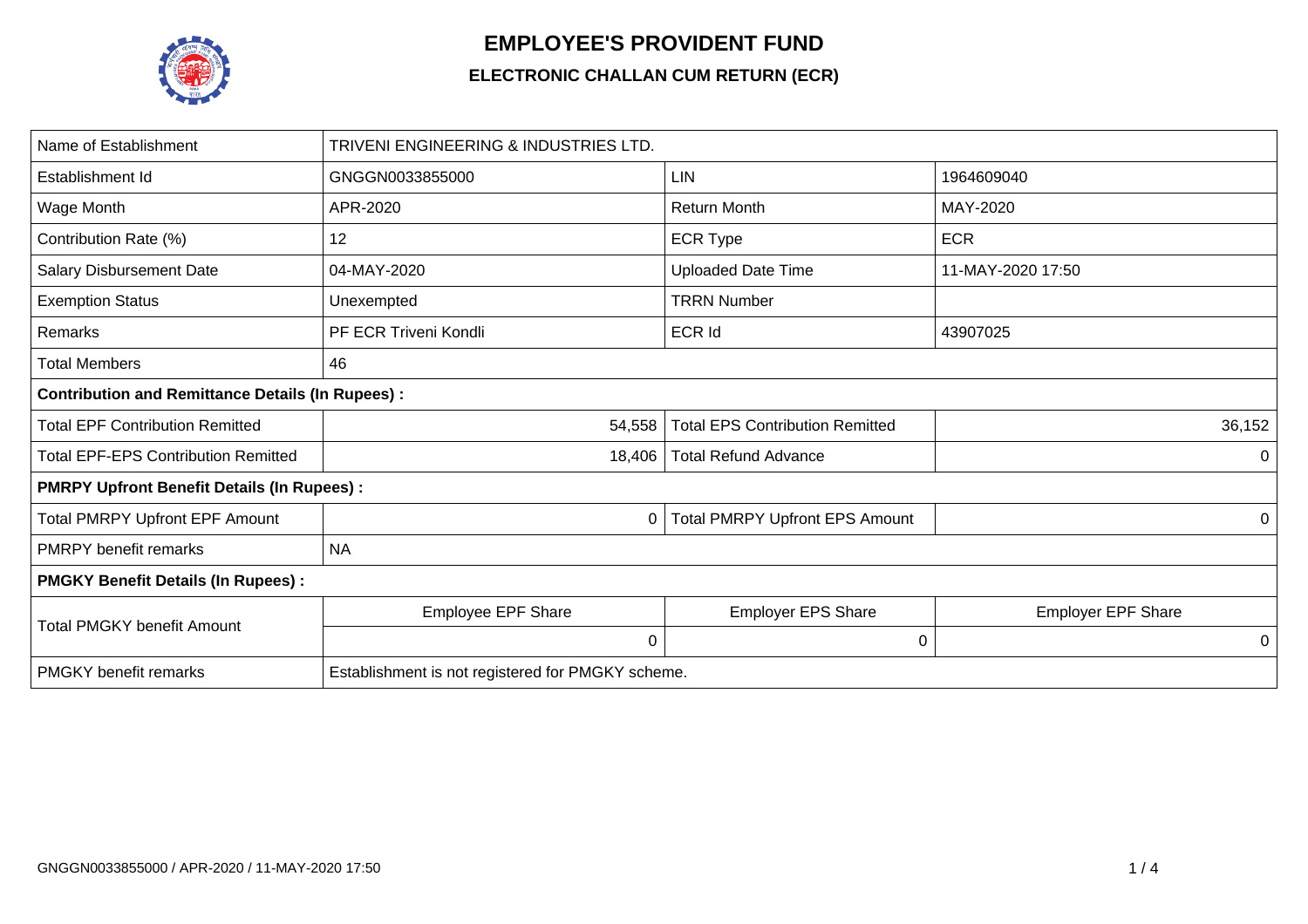# EMPLOYEE'S PROVIDENT FUND

## ELECTRONIC CHALLAN CUM RETURN (ECR)

| Name of Establishment | TRIVENI ENGINEERING & INDUSTRIES LTD. | | |
|---|---|---|---|
| Establishment Id | GNGGN0033855000 | LIN | 1964609040 |
| Wage Month | APR-2020 | Return Month | MAY-2020 |
| Contribution Rate (%) | 12 | ECR Type | ECR |
| Salary Disbursement Date | 04-MAY-2020 | Uploaded Date Time | 11-MAY-2020 17:50 |
| Exemption Status | Unexempted | TRRN Number | |
| Remarks | PF ECR Triveni Kondli | ECR Id | 43907025 |
| Total Members | 46 | | |
| **Contribution and Remittance Details (In Rupees) :** | | | |
| Total EPF Contribution Remitted | 54,558 | Total EPS Contribution Remitted | 36,152 |
| Total EPF-EPS Contribution Remitted | 18,406 | Total Refund Advance | 0 |
| **PMRPY Upfront Benefit Details (In Rupees) :** | | | |
| Total PMRPY Upfront EPF Amount | 0 | Total PMRPY Upfront EPS Amount | 0 |
| PMRPY benefit remarks | NA | | |
| **PMGKY Benefit Details (In Rupees) :** | | | |
| Total PMGKY benefit Amount | Employee EPF Share | Employer EPS Share | Employer EPF Share |
| | 0 | 0 | 0 |
| PMGKY benefit remarks | Establishment is not registered for PMGKY scheme. | | |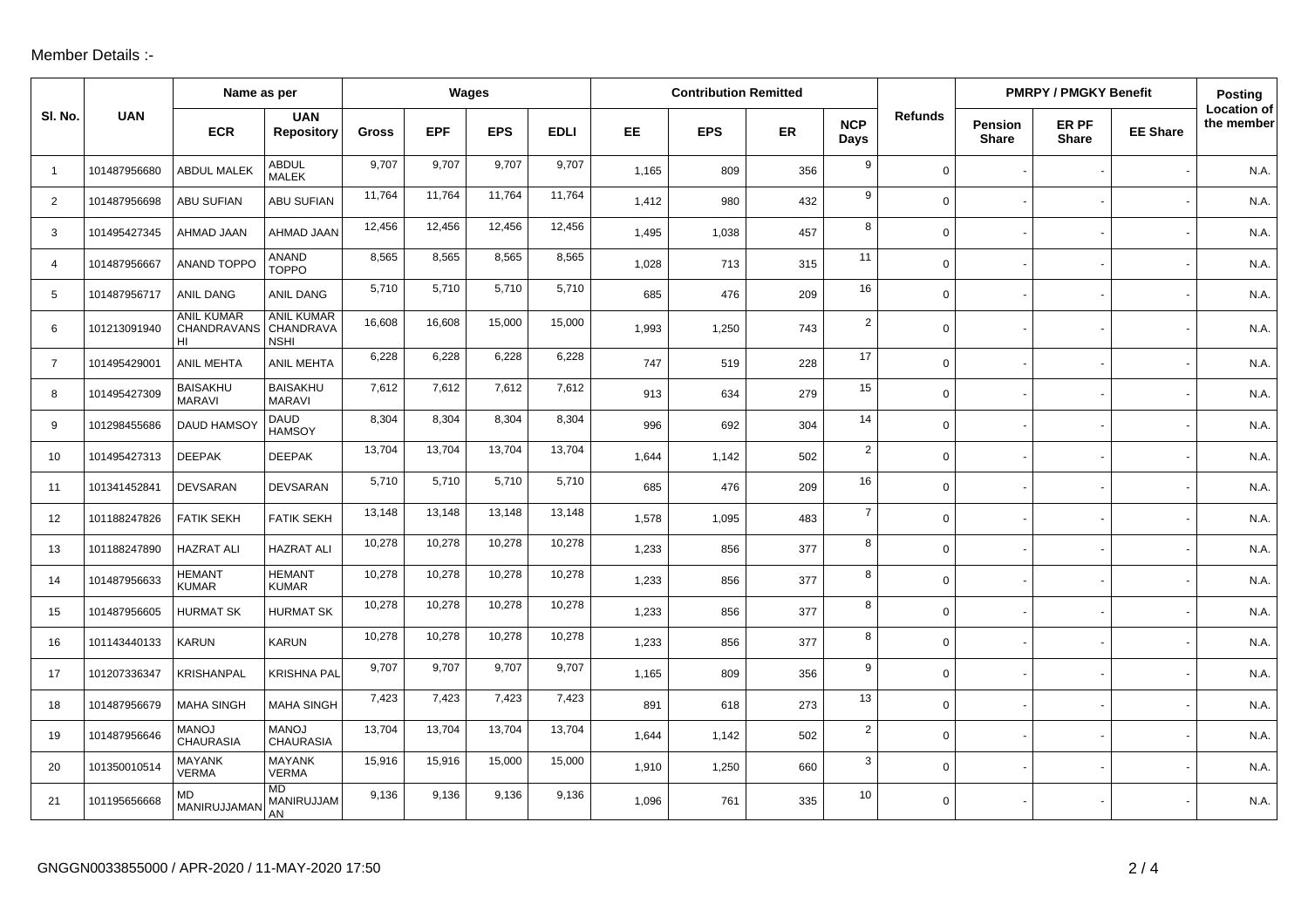Member Details :-

| Sl. No. | UAN | Name as per | | Wages | | | | Contribution Remitted | | | | Refunds | PMRPY / PMGKY Benefit | | | Posting Location of the member |
|---|---|---|---|---|---|---|---|---|---|---|---|---|---|---|---|---|
| | | ECR | UAN Repository | Gross | EPF | EPS | EDLI | EE | EPS | ER | NCP Days | | Pension Share | ER PF Share | EE Share | |
| 1 | 101487956680 | ABDUL MALEK | ABDUL MALEK | 9,707 | 9,707 | 9,707 | 9,707 | 1,165 | 809 | 356 | 9 | 0 | - | - | - | N.A. |
| 2 | 101487956698 | ABU SUFIAN | ABU SUFIAN | 11,764 | 11,764 | 11,764 | 11,764 | 1,412 | 980 | 432 | 9 | 0 | - | - | - | N.A. |
| 3 | 101495427345 | AHMAD JAAN | AHMAD JAAN | 12,456 | 12,456 | 12,456 | 12,456 | 1,495 | 1,038 | 457 | 8 | 0 | - | - | - | N.A. |
| 4 | 101487956667 | ANAND TOPPO | ANAND TOPPO | 8,565 | 8,565 | 8,565 | 8,565 | 1,028 | 713 | 315 | 11 | 0 | - | - | - | N.A. |
| 5 | 101487956717 | ANIL DANG | ANIL DANG | 5,710 | 5,710 | 5,710 | 5,710 | 685 | 476 | 209 | 16 | 0 | - | - | - | N.A. |
| 6 | 101213091940 | ANIL KUMAR CHANDRAVANSHI | ANIL KUMAR CHANDRAVANSHI | 16,608 | 16,608 | 15,000 | 15,000 | 1,993 | 1,250 | 743 | 2 | 0 | - | - | - | N.A. |
| 7 | 101495429001 | ANIL MEHTA | ANIL MEHTA | 6,228 | 6,228 | 6,228 | 6,228 | 747 | 519 | 228 | 17 | 0 | - | - | - | N.A. |
| 8 | 101495427309 | BAISAKHU MARAVI | BAISAKHU MARAVI | 7,612 | 7,612 | 7,612 | 7,612 | 913 | 634 | 279 | 15 | 0 | - | - | - | N.A. |
| 9 | 101298455686 | DAUD HAMSOY | DAUD HAMSOY | 8,304 | 8,304 | 8,304 | 8,304 | 996 | 692 | 304 | 14 | 0 | - | - | - | N.A. |
| 10 | 101495427313 | DEEPAK | DEEPAK | 13,704 | 13,704 | 13,704 | 13,704 | 1,644 | 1,142 | 502 | 2 | 0 | - | - | - | N.A. |
| 11 | 101341452841 | DEVSARAN | DEVSARAN | 5,710 | 5,710 | 5,710 | 5,710 | 685 | 476 | 209 | 16 | 0 | - | - | - | N.A. |
| 12 | 101188247826 | FATIK SEKH | FATIK SEKH | 13,148 | 13,148 | 13,148 | 13,148 | 1,578 | 1,095 | 483 | 7 | 0 | - | - | - | N.A. |
| 13 | 101188247890 | HAZRAT ALI | HAZRAT ALI | 10,278 | 10,278 | 10,278 | 10,278 | 1,233 | 856 | 377 | 8 | 0 | - | - | - | N.A. |
| 14 | 101487956633 | HEMANT KUMAR | HEMANT KUMAR | 10,278 | 10,278 | 10,278 | 10,278 | 1,233 | 856 | 377 | 8 | 0 | - | - | - | N.A. |
| 15 | 101487956605 | HURMAT SK | HURMAT SK | 10,278 | 10,278 | 10,278 | 10,278 | 1,233 | 856 | 377 | 8 | 0 | - | - | - | N.A. |
| 16 | 101143440133 | KARUN | KARUN | 10,278 | 10,278 | 10,278 | 10,278 | 1,233 | 856 | 377 | 8 | 0 | - | - | - | N.A. |
| 17 | 101207336347 | KRISHANPAL | KRISHNA PAL | 9,707 | 9,707 | 9,707 | 9,707 | 1,165 | 809 | 356 | 9 | 0 | - | - | - | N.A. |
| 18 | 101487956679 | MAHA SINGH | MAHA SINGH | 7,423 | 7,423 | 7,423 | 7,423 | 891 | 618 | 273 | 13 | 0 | - | - | - | N.A. |
| 19 | 101487956646 | MANOJ CHAURASIA | MANOJ CHAURASIA | 13,704 | 13,704 | 13,704 | 13,704 | 1,644 | 1,142 | 502 | 2 | 0 | - | - | - | N.A. |
| 20 | 101350010514 | MAYANK VERMA | MAYANK VERMA | 15,916 | 15,916 | 15,000 | 15,000 | 1,910 | 1,250 | 660 | 3 | 0 | - | - | - | N.A. |
| 21 | 101195656668 | MD MANIRUJJAMAN | MD MANIRUJJAMAN | 9,136 | 9,136 | 9,136 | 9,136 | 1,096 | 761 | 335 | 10 | 0 | - | - | - | N.A. |

GNGGN0033855000 / APR-2020 / 11-MAY-2020 17:50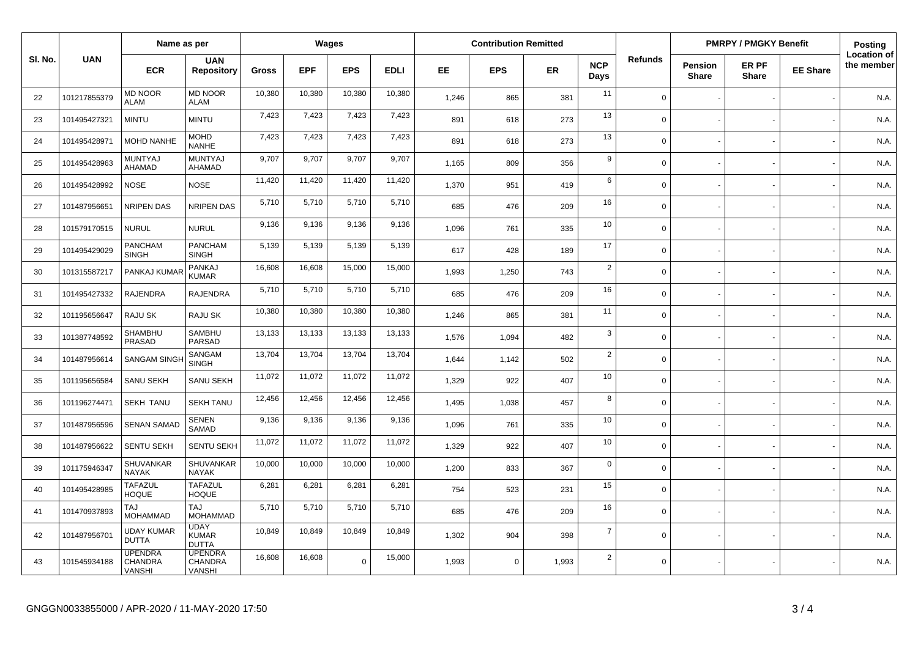| Sl. No. | UAN | Name as per | | Wages | | | | Contribution Remitted | | | | Refunds | PMRPY / PMGKY Benefit | | | Posting Location of the member |
|---|---|---|---|---|---|---|---|---|---|---|---|---|---|---|---|---|
| | | ECR | UAN Repository | Gross | EPF | EPS | EDLI | EE | EPS | ER | NCP Days | | Pension Share | ER PF Share | EE Share | |
| 22 | 101217855379 | MD NOOR ALAM | MD NOOR ALAM | 10,380 | 10,380 | 10,380 | 10,380 | 1,246 | 865 | 381 | 11 | 0 | - | - | - | N.A. |
| 23 | 101495427321 | MINTU | MINTU | 7,423 | 7,423 | 7,423 | 7,423 | 891 | 618 | 273 | 13 | 0 | - | - | - | N.A. |
| 24 | 101495428971 | MOHD NANHE | MOHD NANHE | 7,423 | 7,423 | 7,423 | 7,423 | 891 | 618 | 273 | 13 | 0 | - | - | - | N.A. |
| 25 | 101495428963 | MUNTYAJ AHAMAD | MUNTYAJ AHAMAD | 9,707 | 9,707 | 9,707 | 9,707 | 1,165 | 809 | 356 | 9 | 0 | - | - | - | N.A. |
| 26 | 101495428992 | NOSE | NOSE | 11,420 | 11,420 | 11,420 | 11,420 | 1,370 | 951 | 419 | 6 | 0 | - | - | - | N.A. |
| 27 | 101487956651 | NRIPEN DAS | NRIPEN DAS | 5,710 | 5,710 | 5,710 | 5,710 | 685 | 476 | 209 | 16 | 0 | - | - | - | N.A. |
| 28 | 101579170515 | NURUL | NURUL | 9,136 | 9,136 | 9,136 | 9,136 | 1,096 | 761 | 335 | 10 | 0 | - | - | - | N.A. |
| 29 | 101495429029 | PANCHAM SINGH | PANCHAM SINGH | 5,139 | 5,139 | 5,139 | 5,139 | 617 | 428 | 189 | 17 | 0 | - | - | - | N.A. |
| 30 | 101315587217 | PANKAJ KUMAR | PANKAJ KUMAR | 16,608 | 16,608 | 15,000 | 15,000 | 1,993 | 1,250 | 743 | 2 | 0 | - | - | - | N.A. |
| 31 | 101495427332 | RAJENDRA | RAJENDRA | 5,710 | 5,710 | 5,710 | 5,710 | 685 | 476 | 209 | 16 | 0 | - | - | - | N.A. |
| 32 | 101195656647 | RAJU SK | RAJU SK | 10,380 | 10,380 | 10,380 | 10,380 | 1,246 | 865 | 381 | 11 | 0 | - | - | - | N.A. |
| 33 | 101387748592 | SHAMBHU PRASAD | SAMBHU PARSAD | 13,133 | 13,133 | 13,133 | 13,133 | 1,576 | 1,094 | 482 | 3 | 0 | - | - | - | N.A. |
| 34 | 101487956614 | SANGAM SINGH | SANGAM SINGH | 13,704 | 13,704 | 13,704 | 13,704 | 1,644 | 1,142 | 502 | 2 | 0 | - | - | - | N.A. |
| 35 | 101195656584 | SANU SEKH | SANU SEKH | 11,072 | 11,072 | 11,072 | 11,072 | 1,329 | 922 | 407 | 10 | 0 | - | - | - | N.A. |
| 36 | 101196274471 | SEKH TANU | SEKH TANU | 12,456 | 12,456 | 12,456 | 12,456 | 1,495 | 1,038 | 457 | 8 | 0 | - | - | - | N.A. |
| 37 | 101487956596 | SENAN SAMAD | SENEN SAMAD | 9,136 | 9,136 | 9,136 | 9,136 | 1,096 | 761 | 335 | 10 | 0 | - | - | - | N.A. |
| 38 | 101487956622 | SENTU SEKH | SENTU SEKH | 11,072 | 11,072 | 11,072 | 11,072 | 1,329 | 922 | 407 | 10 | 0 | - | - | - | N.A. |
| 39 | 101175946347 | SHUVANKAR NAYAK | SHUVANKAR NAYAK | 10,000 | 10,000 | 10,000 | 10,000 | 1,200 | 833 | 367 | 0 | 0 | - | - | - | N.A. |
| 40 | 101495428985 | TAFAZUL HOQUE | TAFAZUL HOQUE | 6,281 | 6,281 | 6,281 | 6,281 | 754 | 523 | 231 | 15 | 0 | - | - | - | N.A. |
| 41 | 101470937893 | TAJ MOHAMMAD | TAJ MOHAMMAD | 5,710 | 5,710 | 5,710 | 5,710 | 685 | 476 | 209 | 16 | 0 | - | - | - | N.A. |
| 42 | 101487956701 | UDAY KUMAR DUTTA | UDAY KUMAR DUTTA | 10,849 | 10,849 | 10,849 | 10,849 | 1,302 | 904 | 398 | 7 | 0 | - | - | - | N.A. |
| 43 | 101545934188 | UPENDRA CHANDRA VANSHI | UPENDRA CHANDRA VANSHI | 16,608 | 16,608 | 0 | 15,000 | 1,993 | 0 | 1,993 | 2 | 0 | - | - | - | N.A. |

GNGGN0033855000 / APR-2020 / 11-MAY-2020 17:50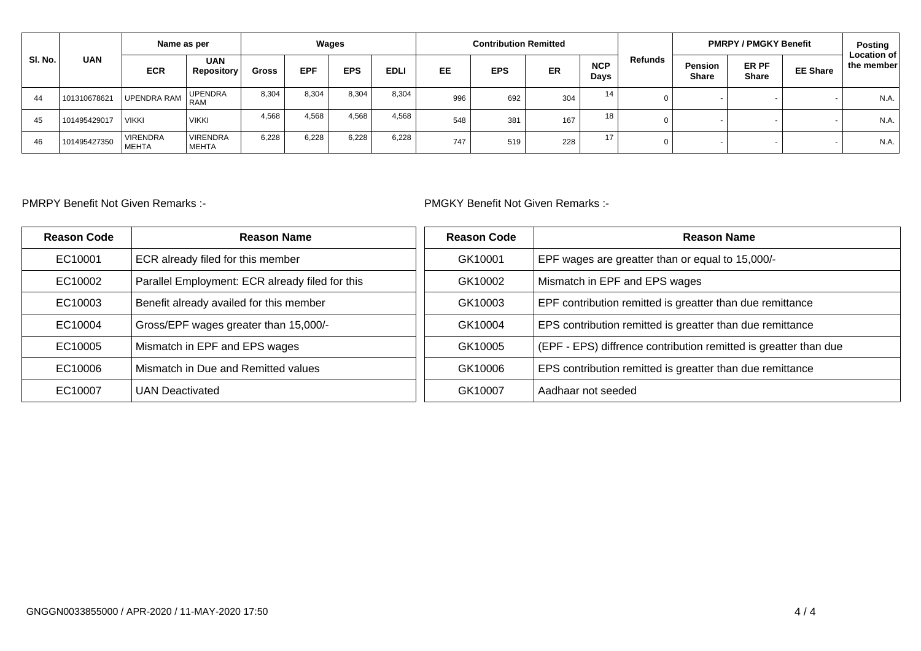| Sl. No. | UAN | Name as per | | Wages | | | | Contribution Remitted | | | | Refunds | PMRPY / PMGKY Benefit | | | Posting Location of the member |
|---|---|---|---|---|---|---|---|---|---|---|---|---|---|---|---|---|
| | | ECR | UAN Repository | Gross | EPF | EPS | EDLI | EE | EPS | ER | NCP Days | | Pension Share | ER PF Share | EE Share | |
| 44 | 101310678621 | UPENDRA RAM | UPENDRA RAM | 8,304 | 8,304 | 8,304 | 8,304 | 996 | 692 | 304 | 14 | 0 | - | - | - | N.A. |
| 45 | 101495429017 | VIKKI | VIKKI | 4,568 | 4,568 | 4,568 | 4,568 | 548 | 381 | 167 | 18 | 0 | - | - | - | N.A. |
| 46 | 101495427350 | VIRENDRA MEHTA | VIRENDRA MEHTA | 6,228 | 6,228 | 6,228 | 6,228 | 747 | 519 | 228 | 17 | 0 | - | - | - | N.A. |

PMRPY Benefit Not Given Remarks :-

| Reason Code | Reason Name |
|---|---|
| EC10001 | ECR already filed for this member |
| EC10002 | Parallel Employment: ECR already filed for this |
| EC10003 | Benefit already availed for this member |
| EC10004 | Gross/EPF wages greater than 15,000/- |
| EC10005 | Mismatch in EPF and EPS wages |
| EC10006 | Mismatch in Due and Remitted values |
| EC10007 | UAN Deactivated |

PMGKY Benefit Not Given Remarks :-

| Reason Code | Reason Name |
|---|---|
| GK10001 | EPF wages are greatter than or equal to 15,000/- |
| GK10002 | Mismatch in EPF and EPS wages |
| GK10003 | EPF contribution remitted is greatter than due remittance |
| GK10004 | EPS contribution remitted is greatter than due remittance |
| GK10005 | (EPF - EPS) diffrence contribution remitted is greatter than due |
| GK10006 | EPS contribution remitted is greatter than due remittance |
| GK10007 | Aadhaar not seeded |

GNGGN0033855000 / APR-2020 / 11-MAY-2020 17:50